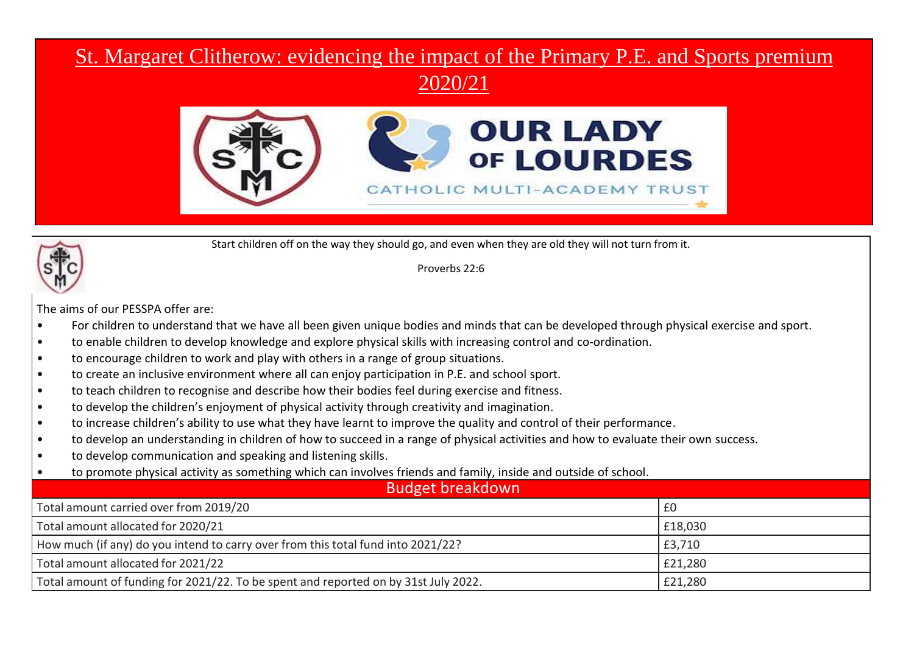# St. Margaret Clitherow: evidencing the impact of the Primary P.E. and Sports premium 2020/21

OUR LADY OF LOURDES

CATHOLIC MULTI-ACADEMY TRUST

Start children off on the way they should go, and even when they are old they will not turn from it.

Proverbs 22:6

The aims of our PESSPA offer are:

- For children to understand that we have all been given unique bodies and minds that can be developed through physical exercise and sport.
- to enable children to develop knowledge and explore physical skills with increasing control and co-ordination.
- to encourage children to work and play with others in a range of group situations.
- to create an inclusive environment where all can enjoy participation in P.E. and school sport.
- to teach children to recognise and describe how their bodies feel during exercise and fitness.
- to develop the children's enjoyment of physical activity through creativity and imagination.
- to increase children's ability to use what they have learnt to improve the quality and control of their performance.
- to develop an understanding in children of how to succeed in a range of physical activities and how to evaluate their own success.
- to develop communication and speaking and listening skills.
- to promote physical activity as something which can involves friends and family, inside and outside of school.

| Budget breakdown | |
|---|---|
| Total amount carried over from 2019/20 | £0 |
| Total amount allocated for 2020/21 | £18,030 |
| How much (if any) do you intend to carry over from this total fund into 2021/22? | £3,710 |
| Total amount allocated for 2021/22 | £21,280 |
| Total amount of funding for 2021/22. To be spent and reported on by 31st July 2022. | £21,280 |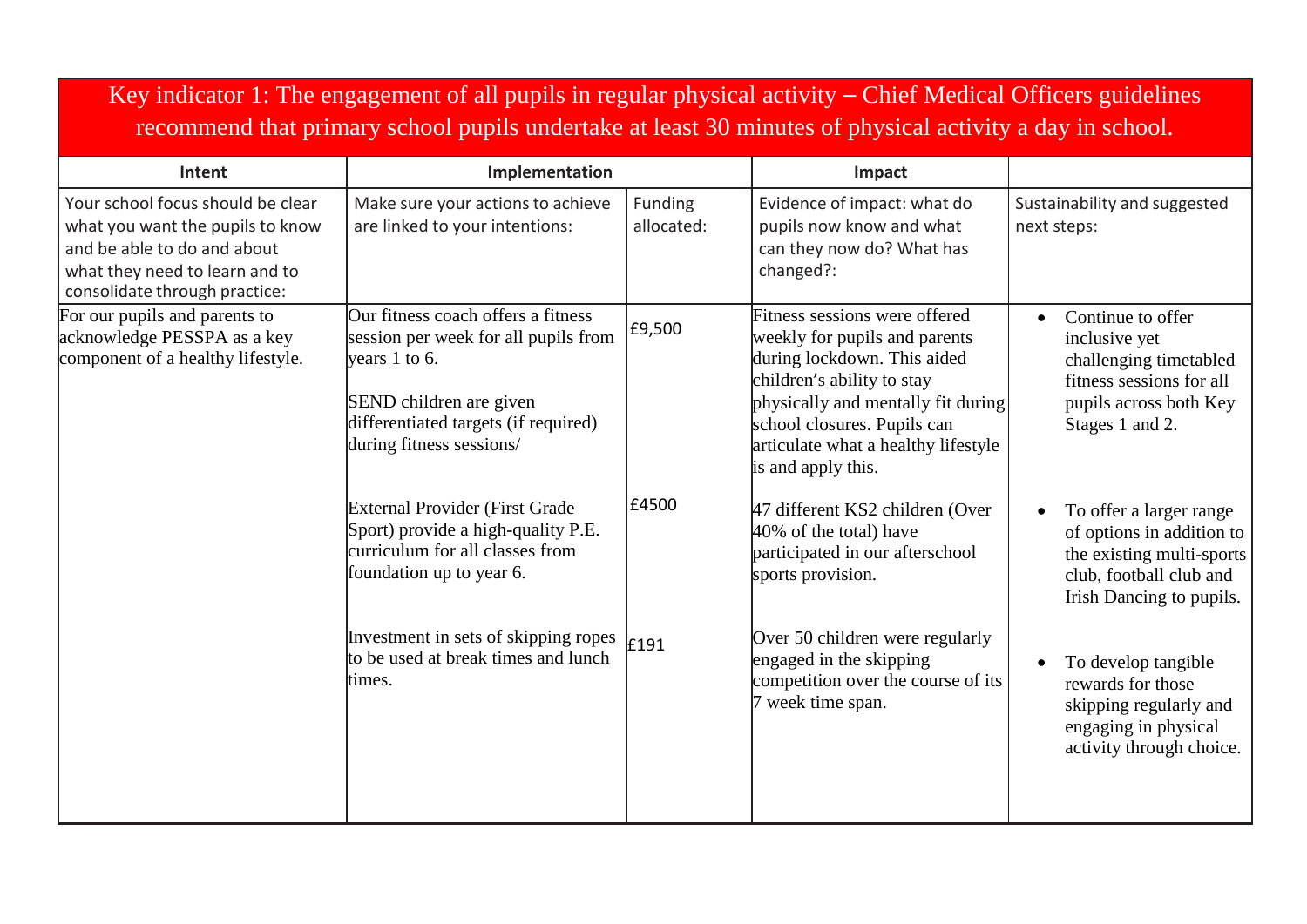| Key indicator 1: The engagement of all pupils in regular physical activity – Chief Medical Officers guidelines recommend that primary school pupils undertake at least 30 minutes of physical activity a day in school. | | | | |
|---|---|---|---|---|
| **Intent** | **Implementation** | | **Impact** | |
| Your school focus should be clear what you want the pupils to know and be able to do and about what they need to learn and to consolidate through practice: | Make sure your actions to achieve are linked to your intentions: | Funding allocated: | Evidence of impact: what do pupils now know and what can they now do? What has changed?: | Sustainability and suggested next steps: |
| For our pupils and parents to acknowledge PESSPA as a key component of a healthy lifestyle. | Our fitness coach offers a fitness session per week for all pupils from years 1 to 6.<br><br>SEND children are given differentiated targets (if required) during fitness sessions/ | £9,500 | Fitness sessions were offered weekly for pupils and parents during lockdown. This aided children's ability to stay physically and mentally fit during school closures. Pupils can articulate what a healthy lifestyle is and apply this. | • Continue to offer inclusive yet challenging timetabled fitness sessions for all pupils across both Key Stages 1 and 2. |
| | External Provider (First Grade Sport) provide a high-quality P.E. curriculum for all classes from foundation up to year 6. | £4500 | 47 different KS2 children (Over 40% of the total) have participated in our afterschool sports provision. | • To offer a larger range of options in addition to the existing multi-sports club, football club and Irish Dancing to pupils. |
| | Investment in sets of skipping ropes to be used at break times and lunch times. | £191 | Over 50 children were regularly engaged in the skipping competition over the course of its 7 week time span. | • To develop tangible rewards for those skipping regularly and engaging in physical activity through choice. |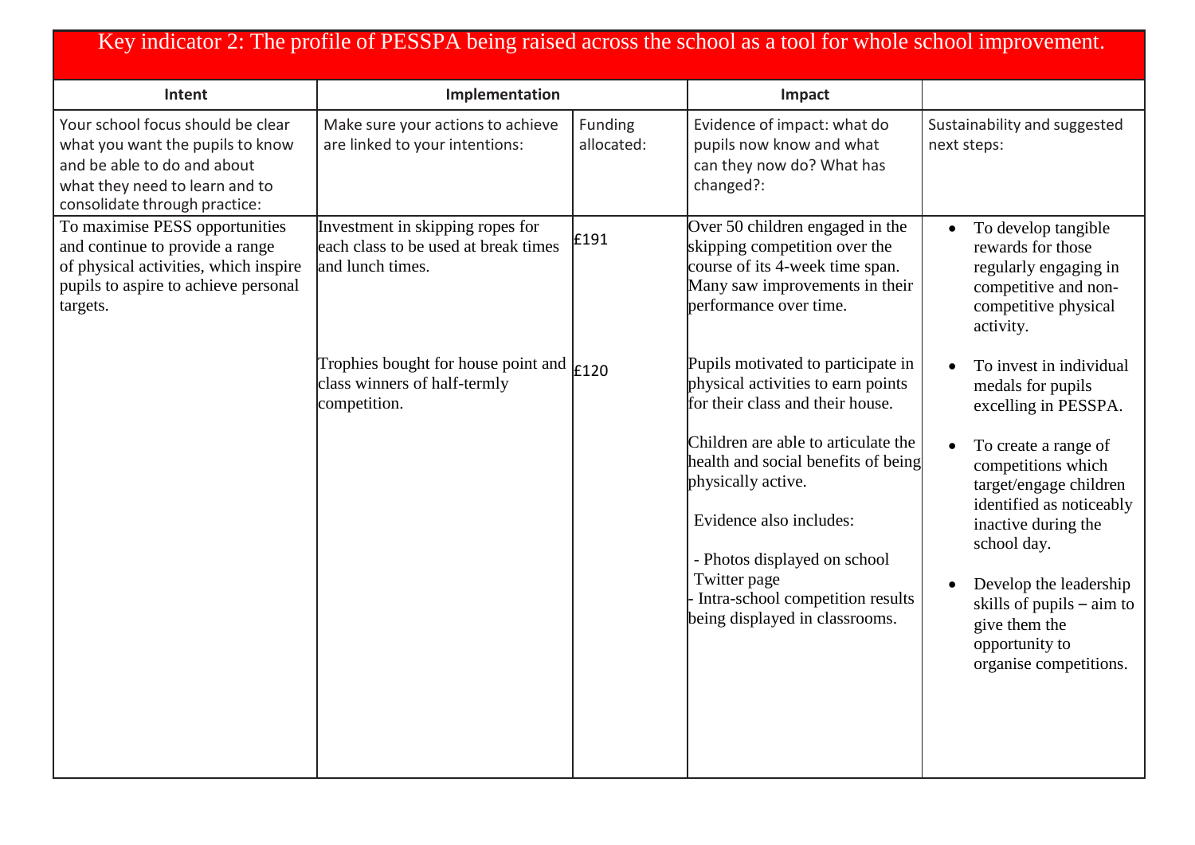## Key indicator 2: The profile of PESSPA being raised across the school as a tool for whole school improvement.

| Intent | Implementation | | Impact | |
|---|---|---|---|---|
| Your school focus should be clear what you want the pupils to know and be able to do and about what they need to learn and to consolidate through practice: | Make sure your actions to achieve are linked to your intentions: | Funding allocated: | Evidence of impact: what do pupils now know and what can they now do? What has changed?: | Sustainability and suggested next steps: |
| To maximise PESS opportunities and continue to provide a range of physical activities, which inspire pupils to aspire to achieve personal targets. | Investment in skipping ropes for each class to be used at break times and lunch times.<br><br>Trophies bought for house point and class winners of half-termly competition. | £191<br><br>£120 | Over 50 children engaged in the skipping competition over the course of its 4-week time span. Many saw improvements in their performance over time.<br><br>Pupils motivated to participate in physical activities to earn points for their class and their house.<br><br>Children are able to articulate the health and social benefits of being physically active.<br><br>Evidence also includes:<br><br>- Photos displayed on school Twitter page<br>- Intra-school competition results being displayed in classrooms. | • To develop tangible rewards for those regularly engaging in competitive and non-competitive physical activity.<br><br>• To invest in individual medals for pupils excelling in PESSPA.<br><br>• To create a range of competitions which target/engage children identified as noticeably inactive during the school day.<br><br>• Develop the leadership skills of pupils – aim to give them the opportunity to organise competitions. |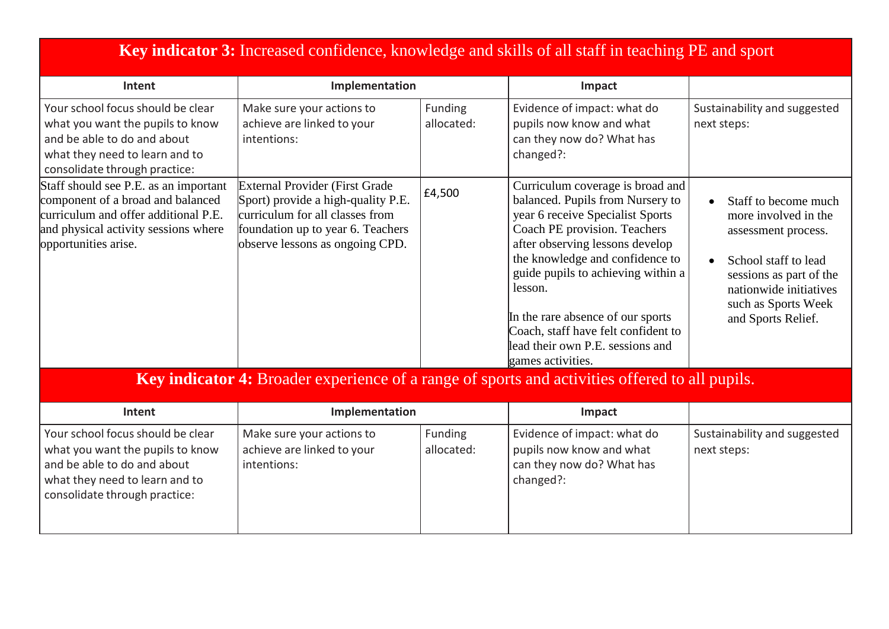| **Key indicator 3:** Increased confidence, knowledge and skills of all staff in teaching PE and sport | | | | |
|---|---|---|---|---|
| **Intent** | **Implementation** | | **Impact** | |
| Your school focus should be clear what you want the pupils to know and be able to do and about what they need to learn and to consolidate through practice: | Make sure your actions to achieve are linked to your intentions: | Funding allocated: | Evidence of impact: what do pupils now know and what can they now do? What has changed?: | Sustainability and suggested next steps: |
| Staff should see P.E. as an important component of a broad and balanced curriculum and offer additional P.E. and physical activity sessions where opportunities arise. | External Provider (First Grade Sport) provide a high-quality P.E. curriculum for all classes from foundation up to year 6. Teachers observe lessons as ongoing CPD. | £4,500 | Curriculum coverage is broad and balanced. Pupils from Nursery to year 6 receive Specialist Sports Coach PE provision. Teachers after observing lessons develop the knowledge and confidence to guide pupils to achieving within a lesson.<br><br>In the rare absence of our sports Coach, staff have felt confident to lead their own P.E. sessions and games activities. | • Staff to become much more involved in the assessment process.<br>• School staff to lead sessions as part of the nationwide initiatives such as Sports Week and Sports Relief. |

| **Key indicator 4:** Broader experience of a range of sports and activities offered to all pupils. | | | | |
|---|---|---|---|---|
| **Intent** | **Implementation** | | **Impact** | |
| Your school focus should be clear what you want the pupils to know and be able to do and about what they need to learn and to consolidate through practice: | Make sure your actions to achieve are linked to your intentions: | Funding allocated: | Evidence of impact: what do pupils now know and what can they now do? What has changed?: | Sustainability and suggested next steps: |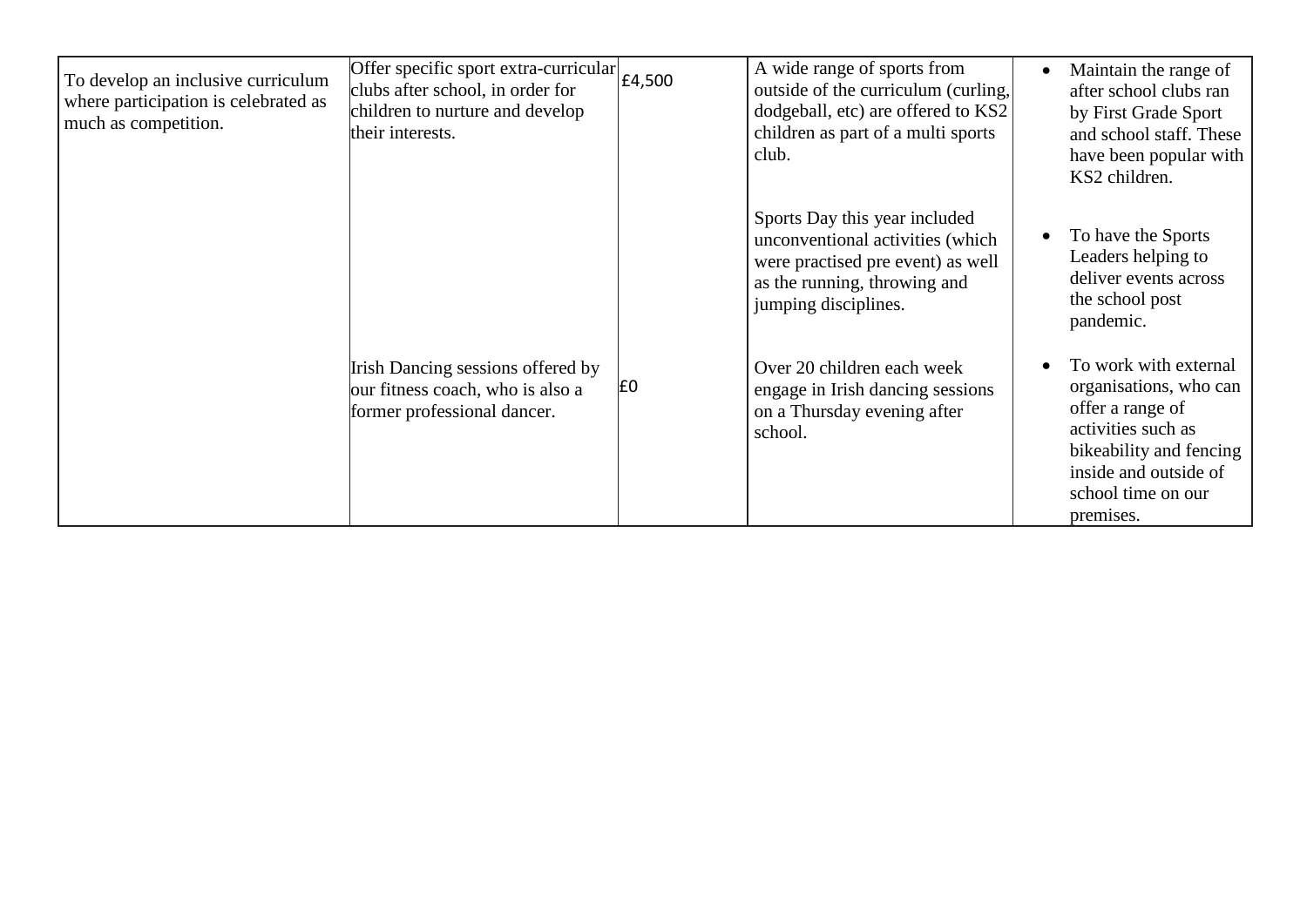| To develop an inclusive curriculum where participation is celebrated as much as competition. | Offer specific sport extra-curricular clubs after school, in order for children to nurture and develop their interests. | £4,500 | A wide range of sports from outside of the curriculum (curling, dodgeball, etc) are offered to KS2 children as part of a multi sports club.<br><br>Sports Day this year included unconventional activities (which were practised pre event) as well as the running, throwing and jumping disciplines. | • Maintain the range of after school clubs ran by First Grade Sport and school staff. These have been popular with KS2 children.<br><br>• To have the Sports Leaders helping to deliver events across the school post pandemic. |
|---|---|---|---|---|
| | Irish Dancing sessions offered by our fitness coach, who is also a former professional dancer. | £0 | Over 20 children each week engage in Irish dancing sessions on a Thursday evening after school. | • To work with external organisations, who can offer a range of activities such as bikeability and fencing inside and outside of school time on our premises. |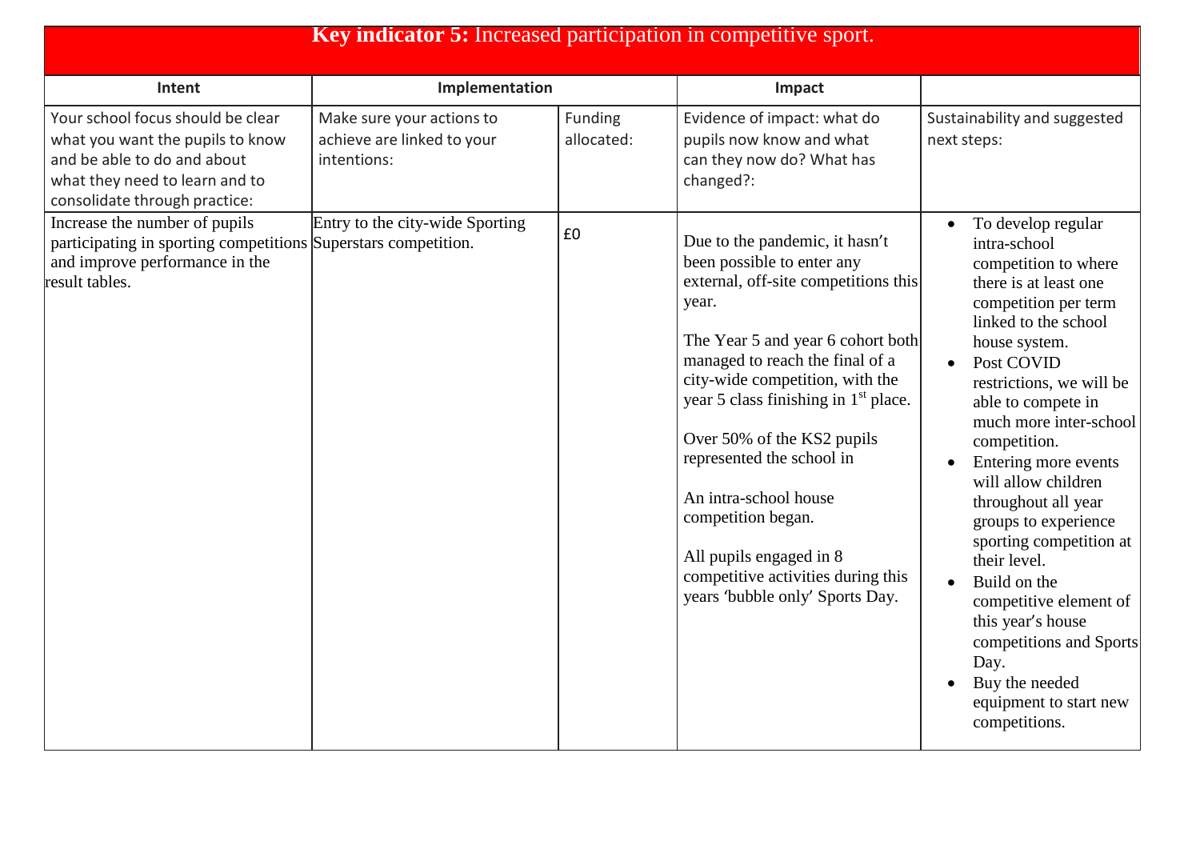| **Key indicator 5:** Increased participation in competitive sport. | | | | |
|---|---|---|---|---|
| **Intent** | **Implementation** | | **Impact** | |
| Your school focus should be clear what you want the pupils to know and be able to do and about what they need to learn and to consolidate through practice: | Make sure your actions to achieve are linked to your intentions: | Funding allocated: | Evidence of impact: what do pupils now know and what can they now do? What has changed?: | Sustainability and suggested next steps: |
| Increase the number of pupils participating in sporting competitions and improve performance in the result tables. | Entry to the city-wide Sporting Superstars competition. | £0 | Due to the pandemic, it hasn't been possible to enter any external, off-site competitions this year.<br><br>The Year 5 and year 6 cohort both managed to reach the final of a city-wide competition, with the year 5 class finishing in 1st place.<br><br>Over 50% of the KS2 pupils represented the school in<br><br>An intra-school house competition began.<br><br>All pupils engaged in 8 competitive activities during this years 'bubble only' Sports Day. | • To develop regular intra-school competition to where there is at least one competition per term linked to the school house system.<br>• Post COVID restrictions, we will be able to compete in much more inter-school competition.<br>• Entering more events will allow children throughout all year groups to experience sporting competition at their level.<br>• Build on the competitive element of this year's house competitions and Sports Day.<br>• Buy the needed equipment to start new competitions. |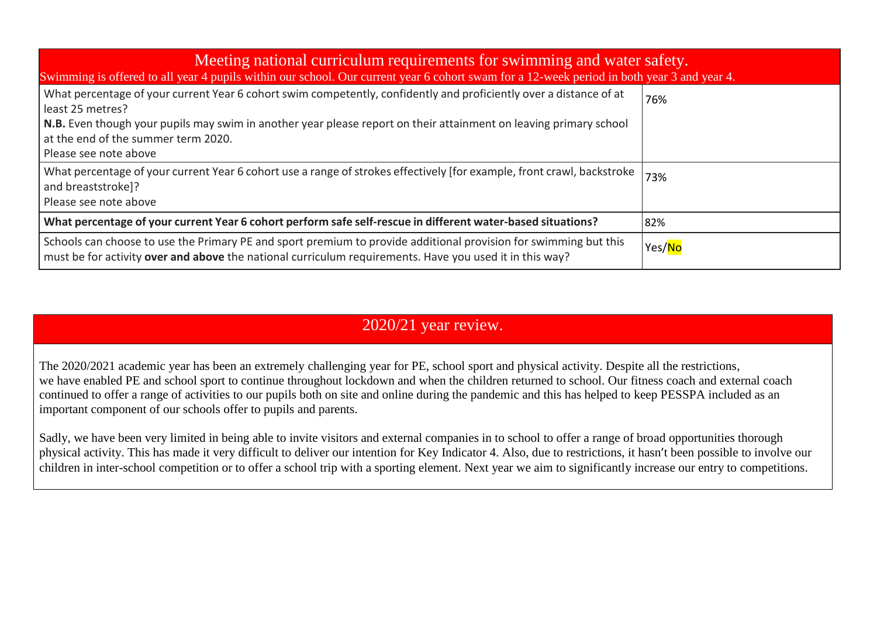| Meeting national curriculum requirements for swimming and water safety.<br>Swimming is offered to all year 4 pupils within our school. Our current year 6 cohort swam for a 12-week period in both year 3 and year 4. | |
|---|---|
| What percentage of your current Year 6 cohort swim competently, confidently and proficiently over a distance of at least 25 metres?<br>**N.B.** Even though your pupils may swim in another year please report on their attainment on leaving primary school at the end of the summer term 2020.<br>Please see note above | 76% |
| What percentage of your current Year 6 cohort use a range of strokes effectively [for example, front crawl, backstroke and breaststroke]?<br>Please see note above | 73% |
| **What percentage of your current Year 6 cohort perform safe self-rescue in different water-based situations?** | 82% |
| Schools can choose to use the Primary PE and sport premium to provide additional provision for swimming but this must be for activity **over and above** the national curriculum requirements. Have you used it in this way? | Yes/No |

## 2020/21 year review.

The 2020/2021 academic year has been an extremely challenging year for PE, school sport and physical activity. Despite all the restrictions, we have enabled PE and school sport to continue throughout lockdown and when the children returned to school. Our fitness coach and external coach continued to offer a range of activities to our pupils both on site and online during the pandemic and this has helped to keep PESSPA included as an important component of our schools offer to pupils and parents.

Sadly, we have been very limited in being able to invite visitors and external companies in to school to offer a range of broad opportunities thorough physical activity. This has made it very difficult to deliver our intention for Key Indicator 4. Also, due to restrictions, it hasn't been possible to involve our children in inter-school competition or to offer a school trip with a sporting element. Next year we aim to significantly increase our entry to competitions.